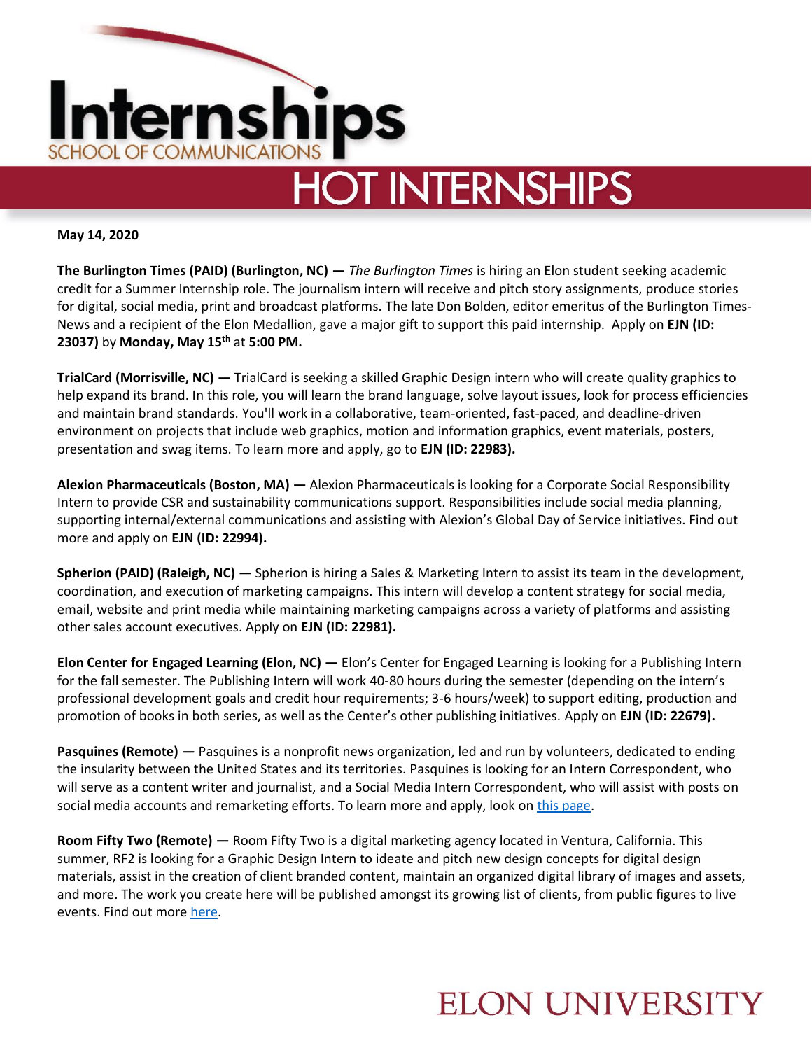# Internships

SCHOOL OF COMMUNICATIONS

## HOT INTERNSHIPS

**May 14, 2020**

**The Burlington Times (PAID) (Burlington, NC) —** *The Burlington Times* is hiring an Elon student seeking academic credit for a Summer Internship role. The journalism intern will receive and pitch story assignments, produce stories for digital, social media, print and broadcast platforms. The late Don Bolden, editor emeritus of the Burlington Times-News and a recipient of the Elon Medallion, gave a major gift to support this paid internship. Apply on **EJN (ID: 23037)** by **Monday, May 15th** at **5:00 PM.**

**TrialCard (Morrisville, NC) —** TrialCard is seeking a skilled Graphic Design intern who will create quality graphics to help expand its brand. In this role, you will learn the brand language, solve layout issues, look for process efficiencies and maintain brand standards. You'll work in a collaborative, team-oriented, fast-paced, and deadline-driven environment on projects that include web graphics, motion and information graphics, event materials, posters, presentation and swag items. To learn more and apply, go to **EJN (ID: 22983).**

**Alexion Pharmaceuticals (Boston, MA) —** Alexion Pharmaceuticals is looking for a Corporate Social Responsibility Intern to provide CSR and sustainability communications support. Responsibilities include social media planning, supporting internal/external communications and assisting with Alexion's Global Day of Service initiatives. Find out more and apply on **EJN (ID: 22994).**

**Spherion (PAID) (Raleigh, NC) —** Spherion is hiring a Sales & Marketing Intern to assist its team in the development, coordination, and execution of marketing campaigns. This intern will develop a content strategy for social media, email, website and print media while maintaining marketing campaigns across a variety of platforms and assisting other sales account executives. Apply on **EJN (ID: 22981).**

**Elon Center for Engaged Learning (Elon, NC) —** Elon's Center for Engaged Learning is looking for a Publishing Intern for the fall semester. The Publishing Intern will work 40-80 hours during the semester (depending on the intern's professional development goals and credit hour requirements; 3-6 hours/week) to support editing, production and promotion of books in both series, as well as the Center's other publishing initiatives. Apply on **EJN (ID: 22679).**

**Pasquines (Remote) —** Pasquines is a nonprofit news organization, led and run by volunteers, dedicated to ending the insularity between the United States and its territories. Pasquines is looking for an Intern Correspondent, who will serve as a content writer and journalist, and a Social Media Intern Correspondent, who will assist with posts on social media accounts and remarketing efforts. To learn more and apply, look on this page.

**Room Fifty Two (Remote) —** Room Fifty Two is a digital marketing agency located in Ventura, California. This summer, RF2 is looking for a Graphic Design Intern to ideate and pitch new design concepts for digital design materials, assist in the creation of client branded content, maintain an organized digital library of images and assets, and more. The work you create here will be published amongst its growing list of clients, from public figures to live events. Find out more here.

ELON UNIVERSITY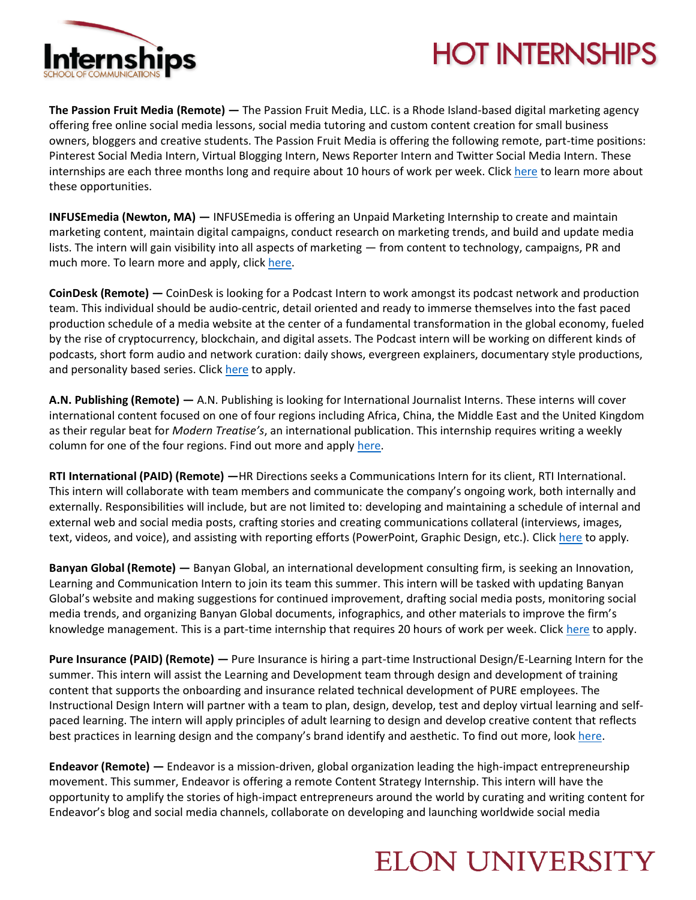**The Passion Fruit Media (Remote) —** The Passion Fruit Media, LLC. is a Rhode Island-based digital marketing agency offering free online social media lessons, social media tutoring and custom content creation for small business owners, bloggers and creative students. The Passion Fruit Media is offering the following remote, part-time positions: Pinterest Social Media Intern, Virtual Blogging Intern, News Reporter Intern and Twitter Social Media Intern. These internships are each three months long and require about 10 hours of work per week. Click here to learn more about these opportunities.

**INFUSEmedia (Newton, MA) —** INFUSEmedia is offering an Unpaid Marketing Internship to create and maintain marketing content, maintain digital campaigns, conduct research on marketing trends, and build and update media lists. The intern will gain visibility into all aspects of marketing — from content to technology, campaigns, PR and much more. To learn more and apply, click here.

**CoinDesk (Remote) —** CoinDesk is looking for a Podcast Intern to work amongst its podcast network and production team. This individual should be audio-centric, detail oriented and ready to immerse themselves into the fast paced production schedule of a media website at the center of a fundamental transformation in the global economy, fueled by the rise of cryptocurrency, blockchain, and digital assets. The Podcast intern will be working on different kinds of podcasts, short form audio and network curation: daily shows, evergreen explainers, documentary style productions, and personality based series. Click here to apply.

**A.N. Publishing (Remote) —** A.N. Publishing is looking for International Journalist Interns. These interns will cover international content focused on one of four regions including Africa, China, the Middle East and the United Kingdom as their regular beat for *Modern Treatise's*, an international publication. This internship requires writing a weekly column for one of the four regions. Find out more and apply here.

**RTI International (PAID) (Remote) —**HR Directions seeks a Communications Intern for its client, RTI International. This intern will collaborate with team members and communicate the company's ongoing work, both internally and externally. Responsibilities will include, but are not limited to: developing and maintaining a schedule of internal and external web and social media posts, crafting stories and creating communications collateral (interviews, images, text, videos, and voice), and assisting with reporting efforts (PowerPoint, Graphic Design, etc.). Click here to apply.

**Banyan Global (Remote) —** Banyan Global, an international development consulting firm, is seeking an Innovation, Learning and Communication Intern to join its team this summer. This intern will be tasked with updating Banyan Global's website and making suggestions for continued improvement, drafting social media posts, monitoring social media trends, and organizing Banyan Global documents, infographics, and other materials to improve the firm's knowledge management. This is a part-time internship that requires 20 hours of work per week. Click here to apply.

**Pure Insurance (PAID) (Remote) —** Pure Insurance is hiring a part-time Instructional Design/E-Learning Intern for the summer. This intern will assist the Learning and Development team through design and development of training content that supports the onboarding and insurance related technical development of PURE employees. The Instructional Design Intern will partner with a team to plan, design, develop, test and deploy virtual learning and self-paced learning. The intern will apply principles of adult learning to design and develop creative content that reflects best practices in learning design and the company's brand identify and aesthetic. To find out more, look here.

**Endeavor (Remote) —** Endeavor is a mission-driven, global organization leading the high-impact entrepreneurship movement. This summer, Endeavor is offering a remote Content Strategy Internship. This intern will have the opportunity to amplify the stories of high-impact entrepreneurs around the world by curating and writing content for Endeavor's blog and social media channels, collaborate on developing and launching worldwide social media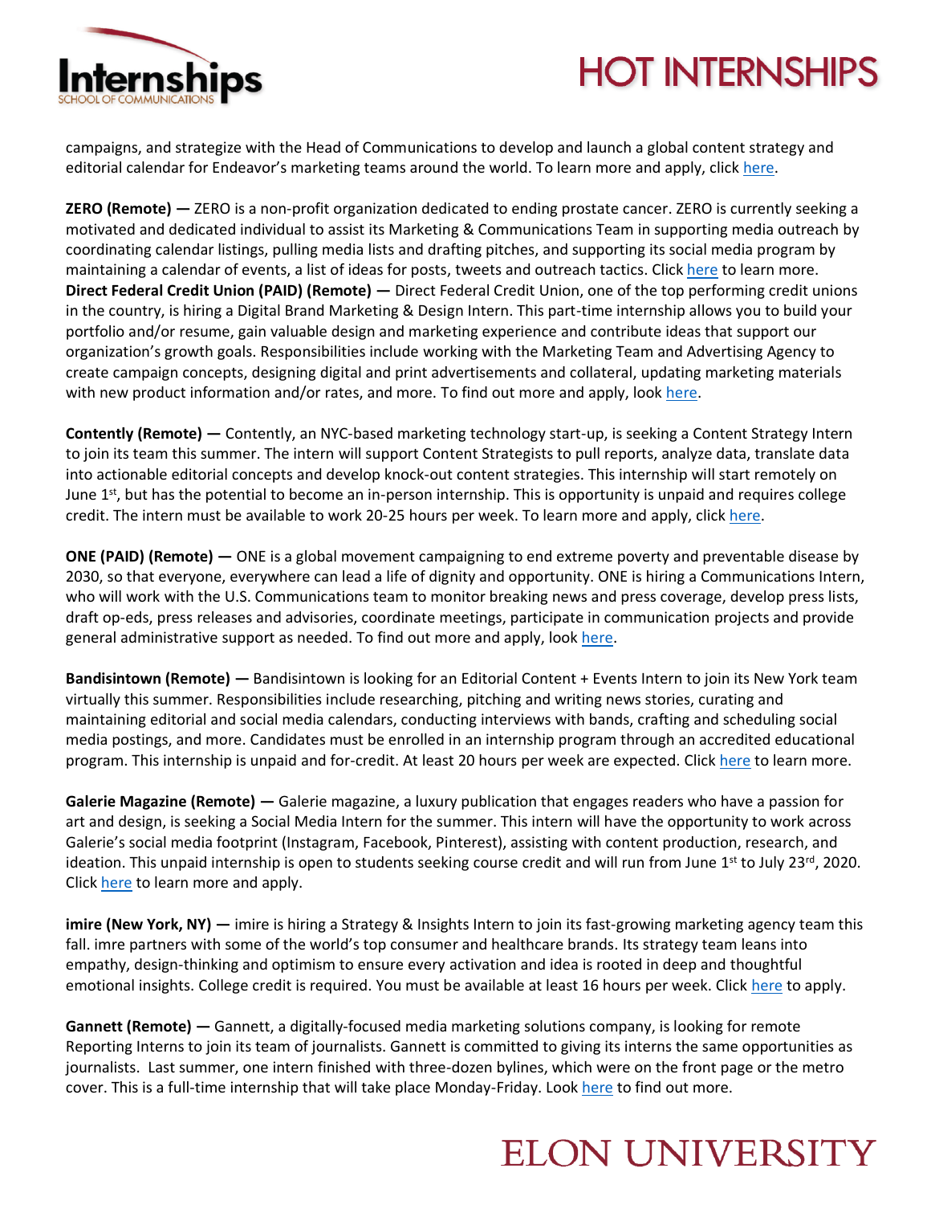campaigns, and strategize with the Head of Communications to develop and launch a global content strategy and editorial calendar for Endeavor's marketing teams around the world. To learn more and apply, click here.

**ZERO (Remote) —** ZERO is a non-profit organization dedicated to ending prostate cancer. ZERO is currently seeking a motivated and dedicated individual to assist its Marketing & Communications Team in supporting media outreach by coordinating calendar listings, pulling media lists and drafting pitches, and supporting its social media program by maintaining a calendar of events, a list of ideas for posts, tweets and outreach tactics. Click here to learn more.

**Direct Federal Credit Union (PAID) (Remote) —** Direct Federal Credit Union, one of the top performing credit unions in the country, is hiring a Digital Brand Marketing & Design Intern. This part-time internship allows you to build your portfolio and/or resume, gain valuable design and marketing experience and contribute ideas that support our organization's growth goals. Responsibilities include working with the Marketing Team and Advertising Agency to create campaign concepts, designing digital and print advertisements and collateral, updating marketing materials with new product information and/or rates, and more. To find out more and apply, look here.

**Contently (Remote) —** Contently, an NYC-based marketing technology start-up, is seeking a Content Strategy Intern to join its team this summer. The intern will support Content Strategists to pull reports, analyze data, translate data into actionable editorial concepts and develop knock-out content strategies. This internship will start remotely on June 1st, but has the potential to become an in-person internship. This is opportunity is unpaid and requires college credit. The intern must be available to work 20-25 hours per week. To learn more and apply, click here.

**ONE (PAID) (Remote) —** ONE is a global movement campaigning to end extreme poverty and preventable disease by 2030, so that everyone, everywhere can lead a life of dignity and opportunity. ONE is hiring a Communications Intern, who will work with the U.S. Communications team to monitor breaking news and press coverage, develop press lists, draft op-eds, press releases and advisories, coordinate meetings, participate in communication projects and provide general administrative support as needed. To find out more and apply, look here.

**Bandisintown (Remote) —** Bandisintown is looking for an Editorial Content + Events Intern to join its New York team virtually this summer. Responsibilities include researching, pitching and writing news stories, curating and maintaining editorial and social media calendars, conducting interviews with bands, crafting and scheduling social media postings, and more. Candidates must be enrolled in an internship program through an accredited educational program. This internship is unpaid and for-credit. At least 20 hours per week are expected. Click here to learn more.

**Galerie Magazine (Remote) —** Galerie magazine, a luxury publication that engages readers who have a passion for art and design, is seeking a Social Media Intern for the summer. This intern will have the opportunity to work across Galerie's social media footprint (Instagram, Facebook, Pinterest), assisting with content production, research, and ideation. This unpaid internship is open to students seeking course credit and will run from June 1st to July 23rd, 2020. Click here to learn more and apply.

**imire (New York, NY) —** imire is hiring a Strategy & Insights Intern to join its fast-growing marketing agency team this fall. imre partners with some of the world's top consumer and healthcare brands. Its strategy team leans into empathy, design-thinking and optimism to ensure every activation and idea is rooted in deep and thoughtful emotional insights. College credit is required. You must be available at least 16 hours per week. Click here to apply.

**Gannett (Remote) —** Gannett, a digitally-focused media marketing solutions company, is looking for remote Reporting Interns to join its team of journalists. Gannett is committed to giving its interns the same opportunities as journalists. Last summer, one intern finished with three-dozen bylines, which were on the front page or the metro cover. This is a full-time internship that will take place Monday-Friday. Look here to find out more.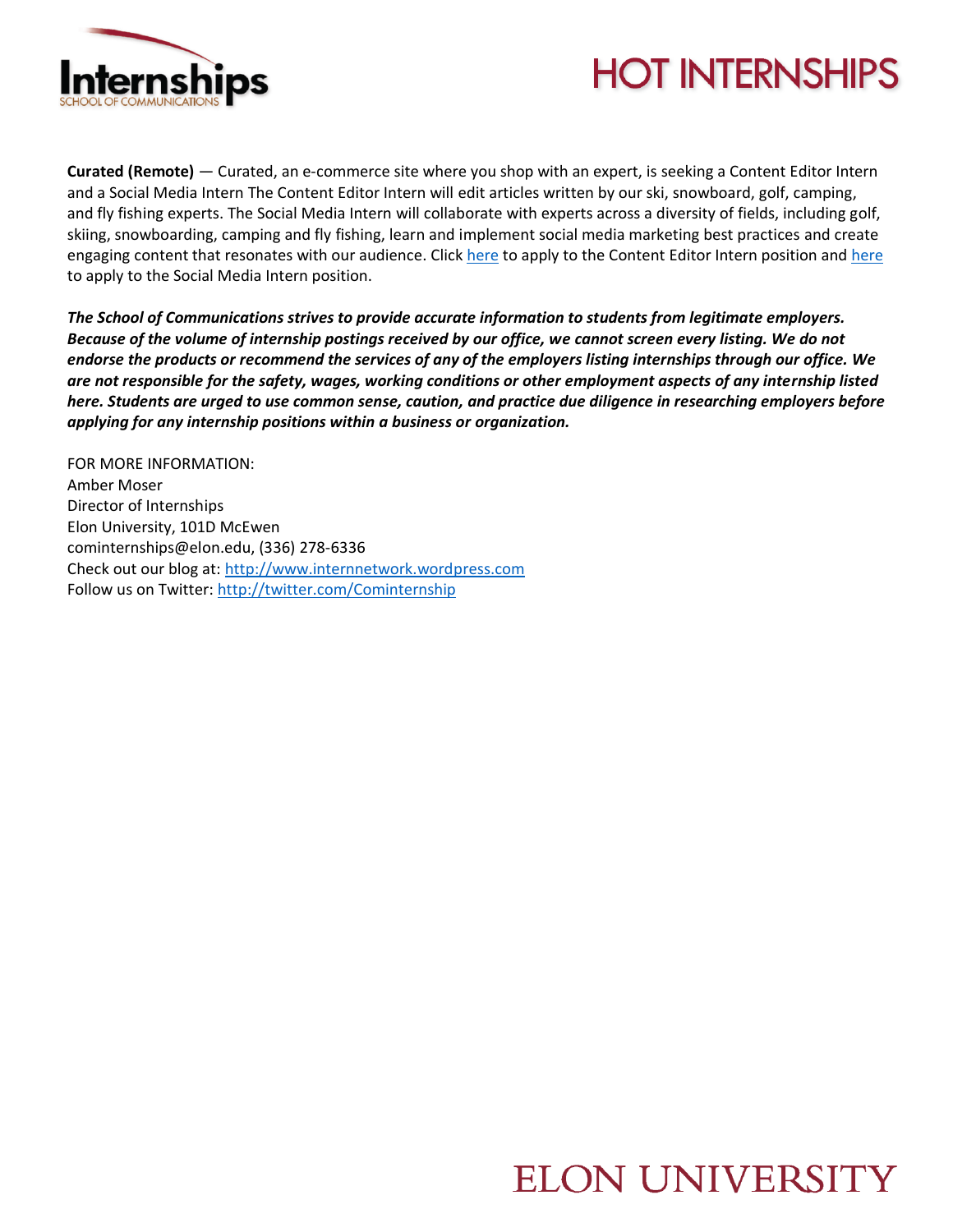**Curated (Remote)** — Curated, an e-commerce site where you shop with an expert, is seeking a Content Editor Intern and a Social Media Intern The Content Editor Intern will edit articles written by our ski, snowboard, golf, camping, and fly fishing experts. The Social Media Intern will collaborate with experts across a diversity of fields, including golf, skiing, snowboarding, camping and fly fishing, learn and implement social media marketing best practices and create engaging content that resonates with our audience. Click here to apply to the Content Editor Intern position and here to apply to the Social Media Intern position.

***The School of Communications strives to provide accurate information to students from legitimate employers. Because of the volume of internship postings received by our office, we cannot screen every listing. We do not endorse the products or recommend the services of any of the employers listing internships through our office. We are not responsible for the safety, wages, working conditions or other employment aspects of any internship listed here. Students are urged to use common sense, caution, and practice due diligence in researching employers before applying for any internship positions within a business or organization.***

FOR MORE INFORMATION:
Amber Moser
Director of Internships
Elon University, 101D McEwen
cominternships@elon.edu, (336) 278-6336
Check out our blog at: http://www.internnetwork.wordpress.com
Follow us on Twitter: http://twitter.com/Cominternship